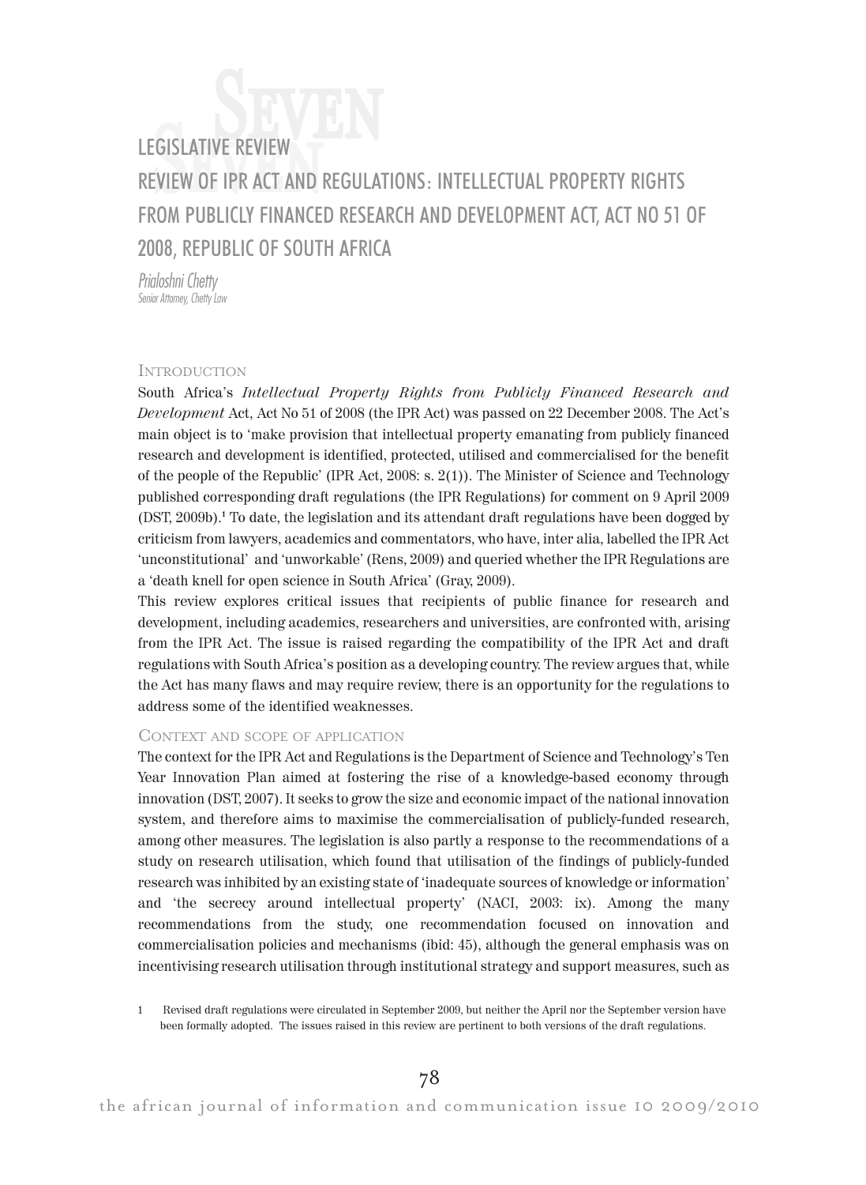# LEGISLATIVE REVIEW

# REVIEW OF IPR ACT AND REGULATIONS: INTELLECTUAL PROPERTY RIGHTS FROM PUBLICLY FINANCED RESEARCH AND DEVELOPMENT ACT, ACT NO 51 OF 2008, REPUBLIC OF SOUTH AFRICA

*Prialoshni Chetty*
*Senior Attorney, Chetty Law*

## Introduction

South Africa's *Intellectual Property Rights from Publicly Financed Research and Development* Act, Act No 51 of 2008 (the IPR Act) was passed on 22 December 2008. The Act's main object is to 'make provision that intellectual property emanating from publicly financed research and development is identified, protected, utilised and commercialised for the benefit of the people of the Republic' (IPR Act, 2008: s. 2(1)). The Minister of Science and Technology published corresponding draft regulations (the IPR Regulations) for comment on 9 April 2009 (DST, 2009b).[1] To date, the legislation and its attendant draft regulations have been dogged by criticism from lawyers, academics and commentators, who have, inter alia, labelled the IPR Act 'unconstitutional' and 'unworkable' (Rens, 2009) and queried whether the IPR Regulations are a 'death knell for open science in South Africa' (Gray, 2009).

This review explores critical issues that recipients of public finance for research and development, including academics, researchers and universities, are confronted with, arising from the IPR Act. The issue is raised regarding the compatibility of the IPR Act and draft regulations with South Africa's position as a developing country. The review argues that, while the Act has many flaws and may require review, there is an opportunity for the regulations to address some of the identified weaknesses.

## Context and scope of application

The context for the IPR Act and Regulations is the Department of Science and Technology's Ten Year Innovation Plan aimed at fostering the rise of a knowledge-based economy through innovation (DST, 2007). It seeks to grow the size and economic impact of the national innovation system, and therefore aims to maximise the commercialisation of publicly-funded research, among other measures. The legislation is also partly a response to the recommendations of a study on research utilisation, which found that utilisation of the findings of publicly-funded research was inhibited by an existing state of 'inadequate sources of knowledge or information' and 'the secrecy around intellectual property' (NACI, 2003: ix). Among the many recommendations from the study, one recommendation focused on innovation and commercialisation policies and mechanisms (ibid: 45), although the general emphasis was on incentivising research utilisation through institutional strategy and support measures, such as

1 Revised draft regulations were circulated in September 2009, but neither the April nor the September version have been formally adopted. The issues raised in this review are pertinent to both versions of the draft regulations.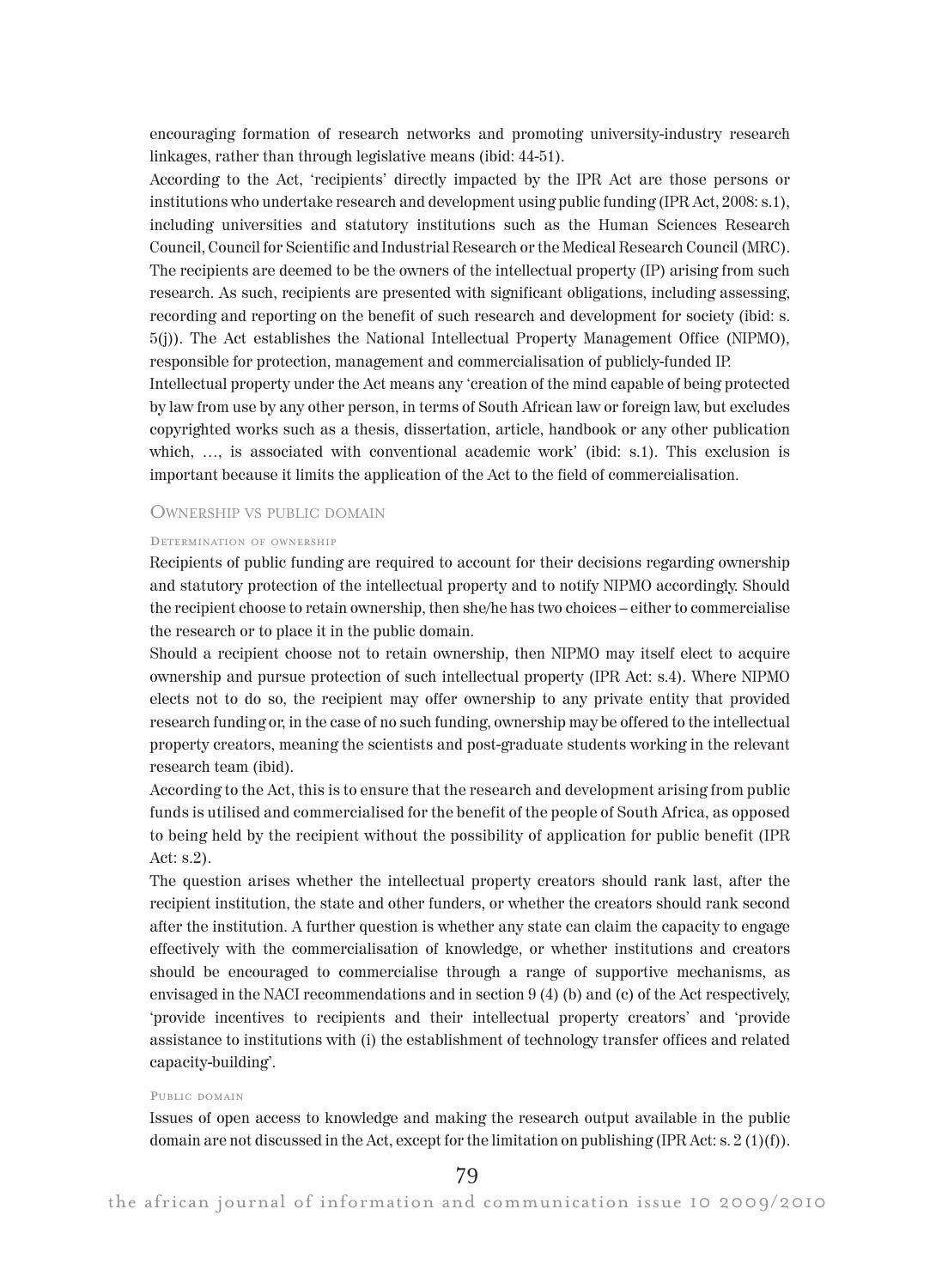encouraging formation of research networks and promoting university-industry research linkages, rather than through legislative means (ibid: 44-51).

According to the Act, 'recipients' directly impacted by the IPR Act are those persons or institutions who undertake research and development using public funding (IPR Act, 2008: s.1), including universities and statutory institutions such as the Human Sciences Research Council, Council for Scientific and Industrial Research or the Medical Research Council (MRC). The recipients are deemed to be the owners of the intellectual property (IP) arising from such research. As such, recipients are presented with significant obligations, including assessing, recording and reporting on the benefit of such research and development for society (ibid: s. 5(j)). The Act establishes the National Intellectual Property Management Office (NIPMO), responsible for protection, management and commercialisation of publicly-funded IP.

Intellectual property under the Act means any 'creation of the mind capable of being protected by law from use by any other person, in terms of South African law or foreign law, but excludes copyrighted works such as a thesis, dissertation, article, handbook or any other publication which, …, is associated with conventional academic work' (ibid: s.1). This exclusion is important because it limits the application of the Act to the field of commercialisation.

## Ownership vs public domain

### Determination of ownership

Recipients of public funding are required to account for their decisions regarding ownership and statutory protection of the intellectual property and to notify NIPMO accordingly. Should the recipient choose to retain ownership, then she/he has two choices – either to commercialise the research or to place it in the public domain.

Should a recipient choose not to retain ownership, then NIPMO may itself elect to acquire ownership and pursue protection of such intellectual property (IPR Act: s.4). Where NIPMO elects not to do so, the recipient may offer ownership to any private entity that provided research funding or, in the case of no such funding, ownership may be offered to the intellectual property creators, meaning the scientists and post-graduate students working in the relevant research team (ibid).

According to the Act, this is to ensure that the research and development arising from public funds is utilised and commercialised for the benefit of the people of South Africa, as opposed to being held by the recipient without the possibility of application for public benefit (IPR Act: s.2).

The question arises whether the intellectual property creators should rank last, after the recipient institution, the state and other funders, or whether the creators should rank second after the institution. A further question is whether any state can claim the capacity to engage effectively with the commercialisation of knowledge, or whether institutions and creators should be encouraged to commercialise through a range of supportive mechanisms, as envisaged in the NACI recommendations and in section 9 (4) (b) and (c) of the Act respectively, 'provide incentives to recipients and their intellectual property creators' and 'provide assistance to institutions with (i) the establishment of technology transfer offices and related capacity-building'.

### Public domain

Issues of open access to knowledge and making the research output available in the public domain are not discussed in the Act, except for the limitation on publishing (IPR Act: s. 2 (1)(f)).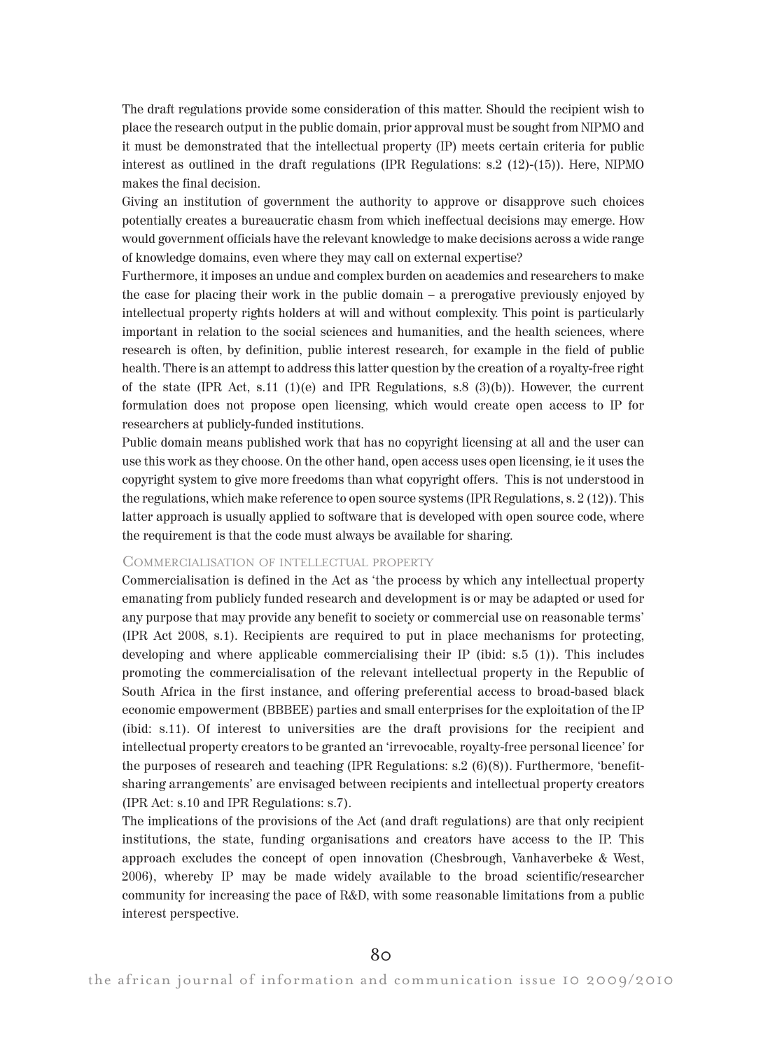The draft regulations provide some consideration of this matter. Should the recipient wish to place the research output in the public domain, prior approval must be sought from NIPMO and it must be demonstrated that the intellectual property (IP) meets certain criteria for public interest as outlined in the draft regulations (IPR Regulations: s.2 (12)-(15)). Here, NIPMO makes the final decision.

Giving an institution of government the authority to approve or disapprove such choices potentially creates a bureaucratic chasm from which ineffectual decisions may emerge. How would government officials have the relevant knowledge to make decisions across a wide range of knowledge domains, even where they may call on external expertise?

Furthermore, it imposes an undue and complex burden on academics and researchers to make the case for placing their work in the public domain – a prerogative previously enjoyed by intellectual property rights holders at will and without complexity. This point is particularly important in relation to the social sciences and humanities, and the health sciences, where research is often, by definition, public interest research, for example in the field of public health. There is an attempt to address this latter question by the creation of a royalty-free right of the state (IPR Act, s.11 (1)(e) and IPR Regulations, s.8 (3)(b)). However, the current formulation does not propose open licensing, which would create open access to IP for researchers at publicly-funded institutions.

Public domain means published work that has no copyright licensing at all and the user can use this work as they choose. On the other hand, open access uses open licensing, ie it uses the copyright system to give more freedoms than what copyright offers. This is not understood in the regulations, which make reference to open source systems (IPR Regulations, s. 2 (12)). This latter approach is usually applied to software that is developed with open source code, where the requirement is that the code must always be available for sharing.

### Commercialisation of intellectual property

Commercialisation is defined in the Act as 'the process by which any intellectual property emanating from publicly funded research and development is or may be adapted or used for any purpose that may provide any benefit to society or commercial use on reasonable terms' (IPR Act 2008, s.1). Recipients are required to put in place mechanisms for protecting, developing and where applicable commercialising their IP (ibid: s.5 (1)). This includes promoting the commercialisation of the relevant intellectual property in the Republic of South Africa in the first instance, and offering preferential access to broad-based black economic empowerment (BBBEE) parties and small enterprises for the exploitation of the IP (ibid: s.11). Of interest to universities are the draft provisions for the recipient and intellectual property creators to be granted an 'irrevocable, royalty-free personal licence' for the purposes of research and teaching (IPR Regulations: s.2 (6)(8)). Furthermore, 'benefit-sharing arrangements' are envisaged between recipients and intellectual property creators (IPR Act: s.10 and IPR Regulations: s.7).

The implications of the provisions of the Act (and draft regulations) are that only recipient institutions, the state, funding organisations and creators have access to the IP. This approach excludes the concept of open innovation (Chesbrough, Vanhaverbeke & West, 2006), whereby IP may be made widely available to the broad scientific/researcher community for increasing the pace of R&D, with some reasonable limitations from a public interest perspective.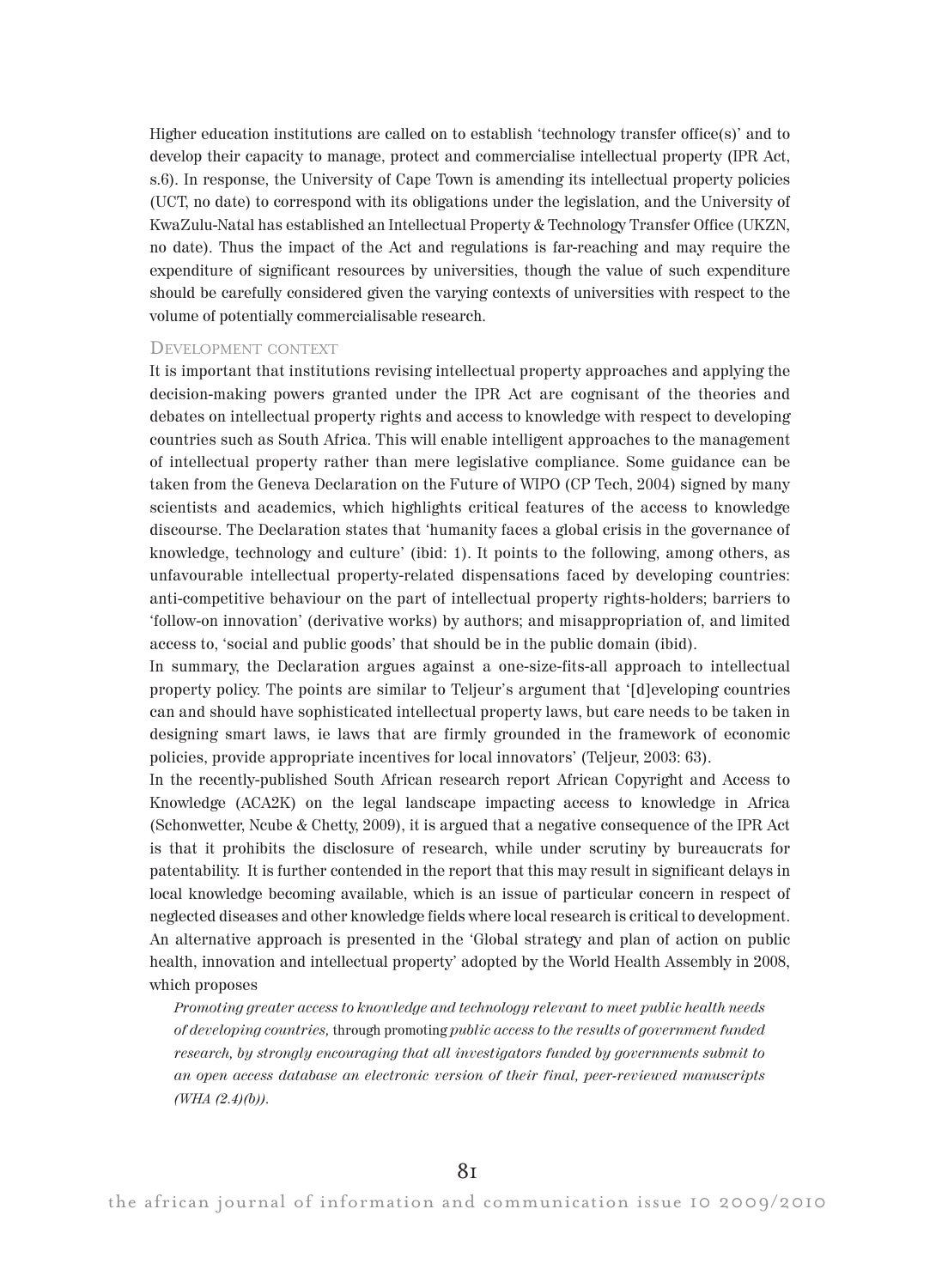Higher education institutions are called on to establish 'technology transfer office(s)' and to develop their capacity to manage, protect and commercialise intellectual property (IPR Act, s.6). In response, the University of Cape Town is amending its intellectual property policies (UCT, no date) to correspond with its obligations under the legislation, and the University of KwaZulu-Natal has established an Intellectual Property & Technology Transfer Office (UKZN, no date). Thus the impact of the Act and regulations is far-reaching and may require the expenditure of significant resources by universities, though the value of such expenditure should be carefully considered given the varying contexts of universities with respect to the volume of potentially commercialisable research.

## Development context

It is important that institutions revising intellectual property approaches and applying the decision-making powers granted under the IPR Act are cognisant of the theories and debates on intellectual property rights and access to knowledge with respect to developing countries such as South Africa. This will enable intelligent approaches to the management of intellectual property rather than mere legislative compliance. Some guidance can be taken from the Geneva Declaration on the Future of WIPO (CP Tech, 2004) signed by many scientists and academics, which highlights critical features of the access to knowledge discourse. The Declaration states that 'humanity faces a global crisis in the governance of knowledge, technology and culture' (ibid: 1). It points to the following, among others, as unfavourable intellectual property-related dispensations faced by developing countries: anti-competitive behaviour on the part of intellectual property rights-holders; barriers to 'follow-on innovation' (derivative works) by authors; and misappropriation of, and limited access to, 'social and public goods' that should be in the public domain (ibid).

In summary, the Declaration argues against a one-size-fits-all approach to intellectual property policy. The points are similar to Teljeur's argument that '[d]eveloping countries can and should have sophisticated intellectual property laws, but care needs to be taken in designing smart laws, ie laws that are firmly grounded in the framework of economic policies, provide appropriate incentives for local innovators' (Teljeur, 2003: 63).

In the recently-published South African research report African Copyright and Access to Knowledge (ACA2K) on the legal landscape impacting access to knowledge in Africa (Schonwetter, Ncube & Chetty, 2009), it is argued that a negative consequence of the IPR Act is that it prohibits the disclosure of research, while under scrutiny by bureaucrats for patentability. It is further contended in the report that this may result in significant delays in local knowledge becoming available, which is an issue of particular concern in respect of neglected diseases and other knowledge fields where local research is critical to development. An alternative approach is presented in the 'Global strategy and plan of action on public health, innovation and intellectual property' adopted by the World Health Assembly in 2008, which proposes

> *Promoting greater access to knowledge and technology relevant to meet public health needs of developing countries,* through promoting *public access to the results of government funded research, by strongly encouraging that all investigators funded by governments submit to an open access database an electronic version of their final, peer-reviewed manuscripts (WHA (2.4)(b)).*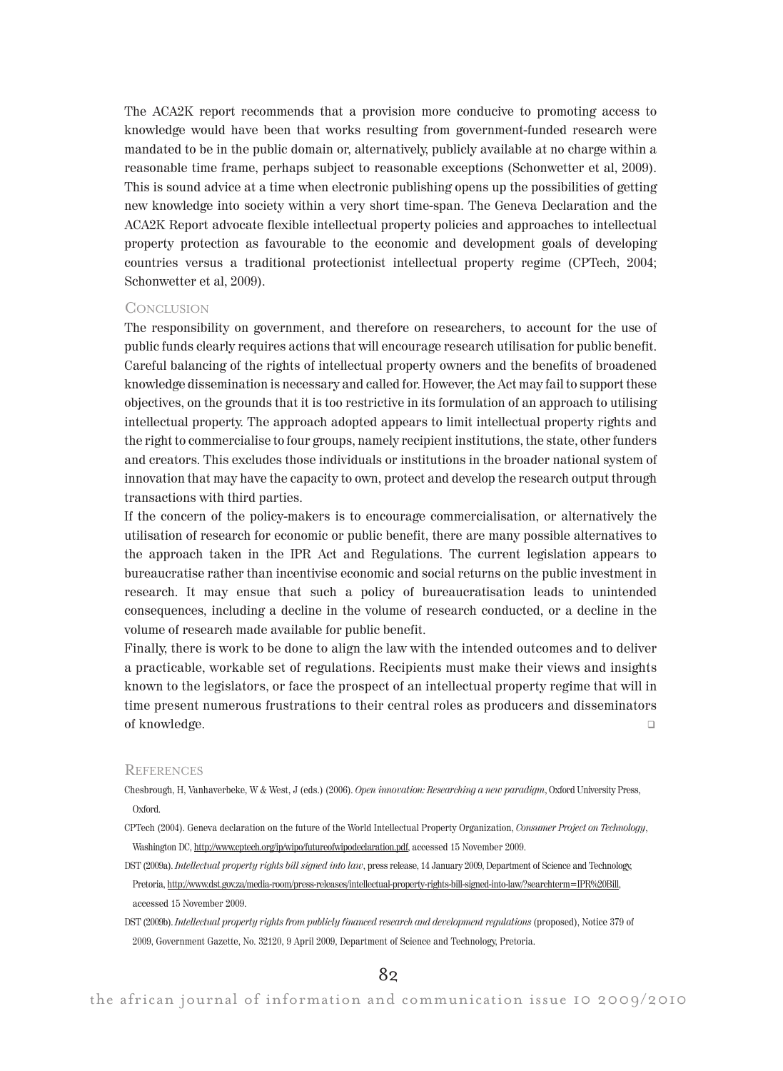The ACA2K report recommends that a provision more conducive to promoting access to knowledge would have been that works resulting from government-funded research were mandated to be in the public domain or, alternatively, publicly available at no charge within a reasonable time frame, perhaps subject to reasonable exceptions (Schonwetter et al, 2009). This is sound advice at a time when electronic publishing opens up the possibilities of getting new knowledge into society within a very short time-span. The Geneva Declaration and the ACA2K Report advocate flexible intellectual property policies and approaches to intellectual property protection as favourable to the economic and development goals of developing countries versus a traditional protectionist intellectual property regime (CPTech, 2004; Schonwetter et al, 2009).

## Conclusion

The responsibility on government, and therefore on researchers, to account for the use of public funds clearly requires actions that will encourage research utilisation for public benefit. Careful balancing of the rights of intellectual property owners and the benefits of broadened knowledge dissemination is necessary and called for. However, the Act may fail to support these objectives, on the grounds that it is too restrictive in its formulation of an approach to utilising intellectual property. The approach adopted appears to limit intellectual property rights and the right to commercialise to four groups, namely recipient institutions, the state, other funders and creators. This excludes those individuals or institutions in the broader national system of innovation that may have the capacity to own, protect and develop the research output through transactions with third parties.

If the concern of the policy-makers is to encourage commercialisation, or alternatively the utilisation of research for economic or public benefit, there are many possible alternatives to the approach taken in the IPR Act and Regulations. The current legislation appears to bureaucratise rather than incentivise economic and social returns on the public investment in research. It may ensue that such a policy of bureaucratisation leads to unintended consequences, including a decline in the volume of research conducted, or a decline in the volume of research made available for public benefit.

Finally, there is work to be done to align the law with the intended outcomes and to deliver a practicable, workable set of regulations. Recipients must make their views and insights known to the legislators, or face the prospect of an intellectual property regime that will in time present numerous frustrations to their central roles as producers and disseminators of knowledge. ❑

## References

Chesbrough, H, Vanhaverbeke, W & West, J (eds.) (2006). *Open innovation: Researching a new paradigm*, Oxford University Press, Oxford.

CPTech (2004). Geneva declaration on the future of the World Intellectual Property Organization, *Consumer Project on Technology*, Washington DC, http://www.cptech.org/ip/wipo/futureofwipodeclaration.pdf, accessed 15 November 2009.

DST (2009a). *Intellectual property rights bill signed into law*, press release, 14 January 2009, Department of Science and Technology, Pretoria, http://www.dst.gov.za/media-room/press-releases/intellectual-property-rights-bill-signed-into-law/?searchterm=IPR%20Bill, accessed 15 November 2009.

DST (2009b). *Intellectual property rights from publicly financed research and development regulations* (proposed), Notice 379 of 2009, Government Gazette, No. 32120, 9 April 2009, Department of Science and Technology, Pretoria.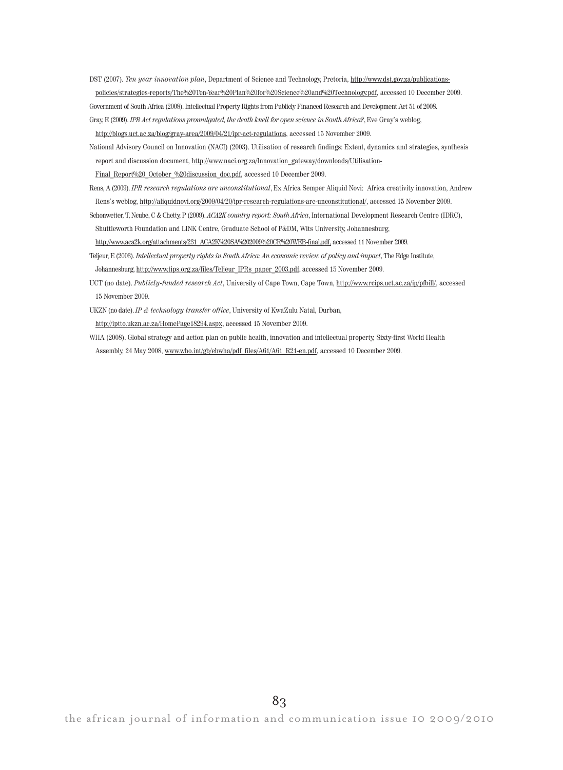DST (2007). *Ten year innovation plan*, Department of Science and Technology, Pretoria, http://www.dst.gov.za/publications-policies/strategies-reports/The%20Ten-Year%20Plan%20for%20Science%20and%20Technology.pdf, accessed 10 December 2009.

Government of South Africa (2008). Intellectual Property Rights from Publicly Financed Research and Development Act 51 of 2008.

Gray, E (2009). *IPR Act regulations promulgated, the death knell for open science in South Africa?*, Eve Gray's weblog, http://blogs.uct.ac.za/blog/gray-area/2009/04/21/ipr-act-regulations, accessed 15 November 2009.

National Advisory Council on Innovation (NACI) (2003). Utilisation of research findings: Extent, dynamics and strategies, synthesis report and discussion document, http://www.naci.org.za/Innovation_gateway/downloads/Utilisation-Final_Report%20_October_%20discussion_doc.pdf, accessed 10 December 2009.

Rens, A (2009). *IPR research regulations are unconstitutional*, Ex Africa Semper Aliquid Novi: Africa creativity innovation, Andrew Rens's weblog, http://aliquidnovi.org/2009/04/20/ipr-research-regulations-are-unconstitutional/, accessed 15 November 2009.

Schonwetter, T, Ncube, C & Chetty, P (2009). *ACA2K country report: South Africa*, International Development Research Centre (IDRC), Shuttleworth Foundation and LINK Centre, Graduate School of P&DM, Wits University, Johannesburg, http://www.aca2k.org/attachments/231_ACA2K%20SA%202009%20CR%20WEB-final.pdf, accessed 11 November 2009.

Teljeur, E (2003). *Intellectual property rights in South Africa: An economic review of policy and impact*, The Edge Institute, Johannesburg, http://www.tips.org.za/files/Teljeur_IPRs_paper_2003.pdf, accessed 15 November 2009.

UCT (no date). *Publicly-funded research Act*, University of Cape Town, Cape Town, http://www.rcips.uct.ac.za/ip/pfbill/, accessed 15 November 2009.

UKZN (no date). *IP & technology transfer office*, University of KwaZulu Natal, Durban, http://iptto.ukzn.ac.za/HomePage18294.aspx, accessed 15 November 2009.

WHA (2008). Global strategy and action plan on public health, innovation and intellectual property, Sixty-first World Health Assembly, 24 May 2008, www.who.int/gb/ebwha/pdf_files/A61/A61_R21-en.pdf, accessed 10 December 2009.